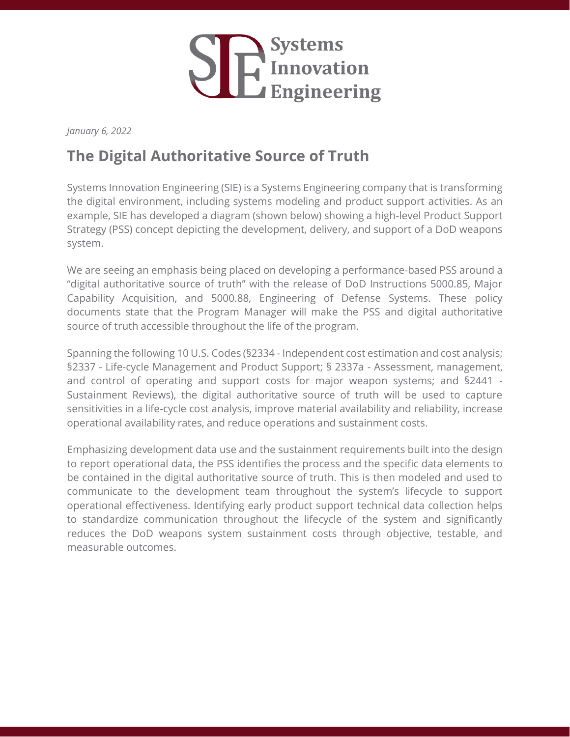**Systems Innovation Engineering**

*January 6, 2022*

# The Digital Authoritative Source of Truth

Systems Innovation Engineering (SIE) is a Systems Engineering company that is transforming the digital environment, including systems modeling and product support activities. As an example, SIE has developed a diagram (shown below) showing a high-level Product Support Strategy (PSS) concept depicting the development, delivery, and support of a DoD weapons system.

We are seeing an emphasis being placed on developing a performance-based PSS around a "digital authoritative source of truth" with the release of DoD Instructions 5000.85, Major Capability Acquisition, and 5000.88, Engineering of Defense Systems. These policy documents state that the Program Manager will make the PSS and digital authoritative source of truth accessible throughout the life of the program.

Spanning the following 10 U.S. Codes (§2334 - Independent cost estimation and cost analysis; §2337 - Life-cycle Management and Product Support; § 2337a - Assessment, management, and control of operating and support costs for major weapon systems; and §2441 - Sustainment Reviews), the digital authoritative source of truth will be used to capture sensitivities in a life-cycle cost analysis, improve material availability and reliability, increase operational availability rates, and reduce operations and sustainment costs.

Emphasizing development data use and the sustainment requirements built into the design to report operational data, the PSS identifies the process and the specific data elements to be contained in the digital authoritative source of truth. This is then modeled and used to communicate to the development team throughout the system's lifecycle to support operational effectiveness. Identifying early product support technical data collection helps to standardize communication throughout the lifecycle of the system and significantly reduces the DoD weapons system sustainment costs through objective, testable, and measurable outcomes.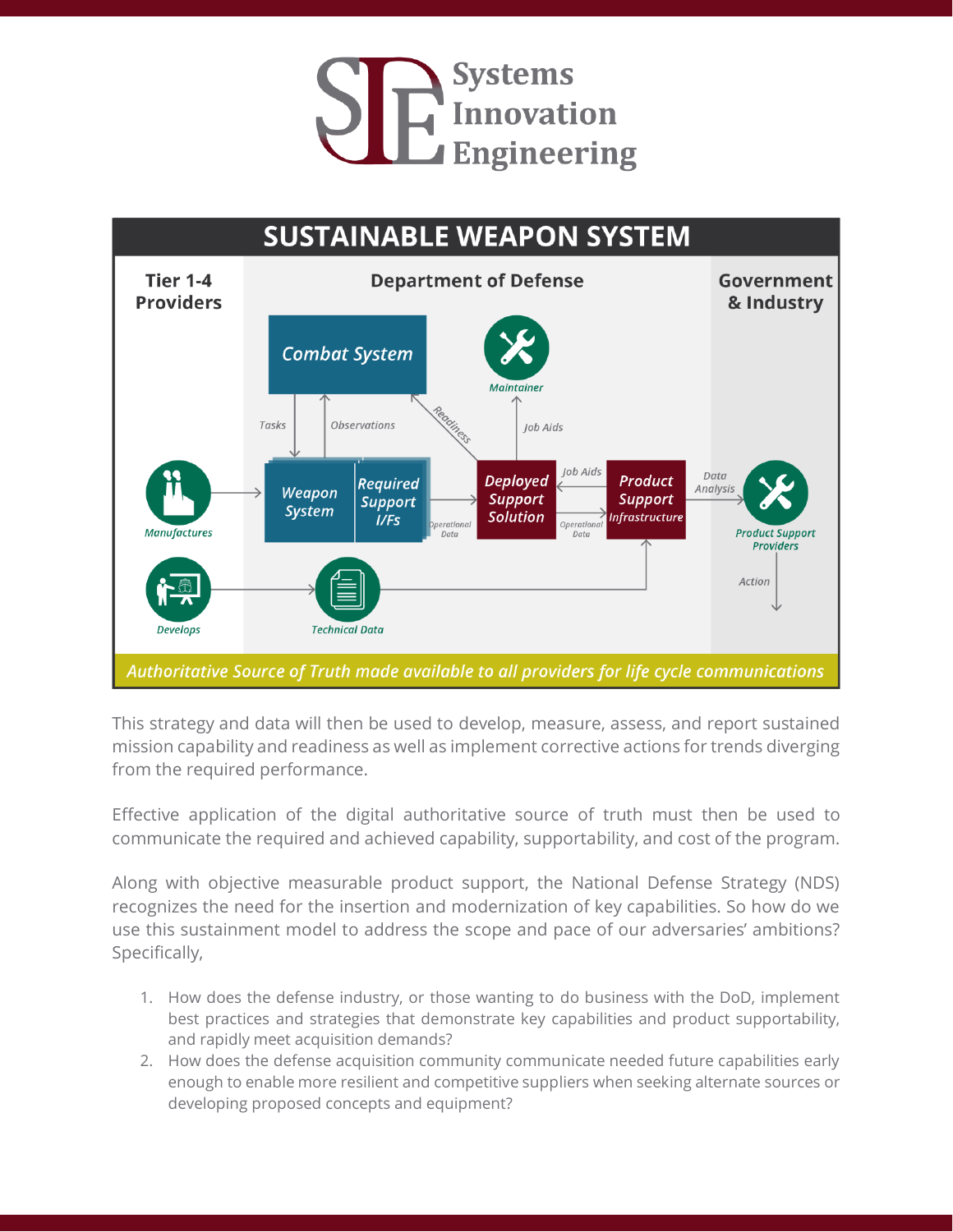Systems Innovation Engineering

## SUSTAINABLE WEAPON SYSTEM

Tier 1-4 Providers

Department of Defense

Government & Industry

Combat System

Maintainer

Tasks

Observations

Readiness

Job Aids

Manufactures

Weapon System

Required Support I/Fs

Operational Data

Deployed Support Solution

Job Aids

Operational Data

Product Support Infrastructure

Data Analysis

Product Support Providers

Action

Develops

Technical Data

Authoritative Source of Truth made available to all providers for life cycle communications

This strategy and data will then be used to develop, measure, assess, and report sustained mission capability and readiness as well as implement corrective actions for trends diverging from the required performance.

Effective application of the digital authoritative source of truth must then be used to communicate the required and achieved capability, supportability, and cost of the program.

Along with objective measurable product support, the National Defense Strategy (NDS) recognizes the need for the insertion and modernization of key capabilities. So how do we use this sustainment model to address the scope and pace of our adversaries' ambitions? Specifically,

1. How does the defense industry, or those wanting to do business with the DoD, implement best practices and strategies that demonstrate key capabilities and product supportability, and rapidly meet acquisition demands?
2. How does the defense acquisition community communicate needed future capabilities early enough to enable more resilient and competitive suppliers when seeking alternate sources or developing proposed concepts and equipment?